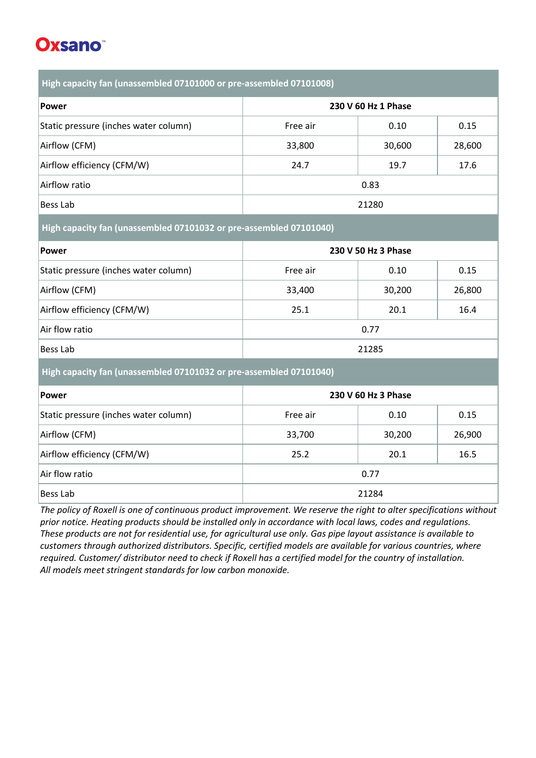**Oxsano**™

| High capacity fan (unassembled 07101000 or pre-assembled 07101008) | | | |
|---|---|---|---|
| **Power** | **230 V 60 Hz 1 Phase** | | |
| Static pressure (inches water column) | Free air | 0.10 | 0.15 |
| Airflow (CFM) | 33,800 | 30,600 | 28,600 |
| Airflow efficiency (CFM/W) | 24.7 | 19.7 | 17.6 |
| Airflow ratio | 0.83 | | |
| Bess Lab | 21280 | | |

| High capacity fan (unassembled 07101032 or pre-assembled 07101040) | | | |
|---|---|---|---|
| **Power** | **230 V 50 Hz 3 Phase** | | |
| Static pressure (inches water column) | Free air | 0.10 | 0.15 |
| Airflow (CFM) | 33,400 | 30,200 | 26,800 |
| Airflow efficiency (CFM/W) | 25.1 | 20.1 | 16.4 |
| Air flow ratio | 0.77 | | |
| Bess Lab | 21285 | | |

| High capacity fan (unassembled 07101032 or pre-assembled 07101040) | | | |
|---|---|---|---|
| **Power** | **230 V 60 Hz 3 Phase** | | |
| Static pressure (inches water column) | Free air | 0.10 | 0.15 |
| Airflow (CFM) | 33,700 | 30,200 | 26,900 |
| Airflow efficiency (CFM/W) | 25.2 | 20.1 | 16.5 |
| Air flow ratio | 0.77 | | |
| Bess Lab | 21284 | | |

*The policy of Roxell is one of continuous product improvement. We reserve the right to alter specifications without prior notice. Heating products should be installed only in accordance with local laws, codes and regulations. These products are not for residential use, for agricultural use only. Gas pipe layout assistance is available to customers through authorized distributors. Specific, certified models are available for various countries, where required. Customer/ distributor need to check if Roxell has a certified model for the country of installation. All models meet stringent standards for low carbon monoxide.*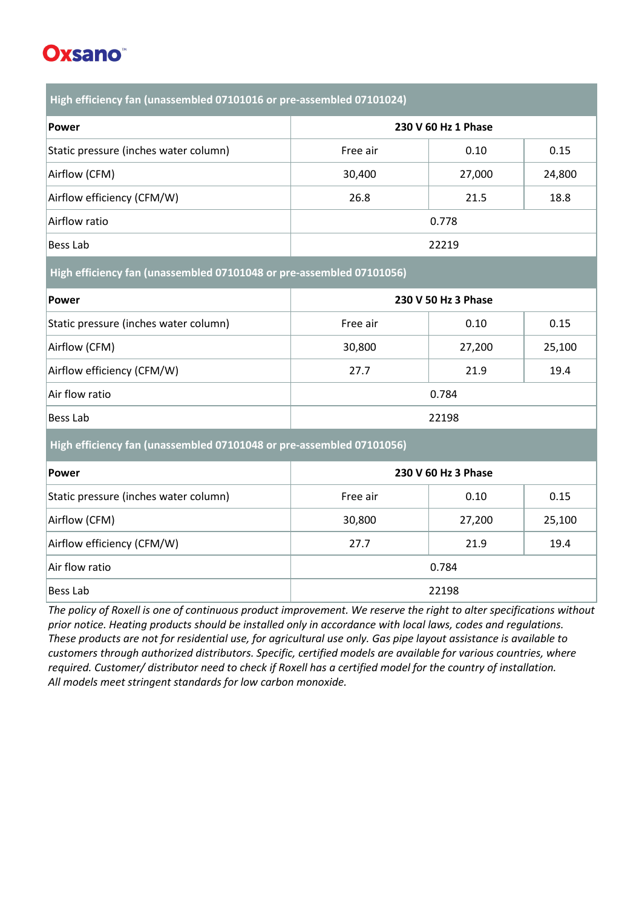Oxsano™

| High efficiency fan (unassembled 07101016 or pre-assembled 07101024) | | | |
|---|---|---|---|
| **Power** | **230 V 60 Hz 1 Phase** | | |
| Static pressure (inches water column) | Free air | 0.10 | 0.15 |
| Airflow (CFM) | 30,400 | 27,000 | 24,800 |
| Airflow efficiency (CFM/W) | 26.8 | 21.5 | 18.8 |
| Airflow ratio | 0.778 | | |
| Bess Lab | 22219 | | |

| High efficiency fan (unassembled 07101048 or pre-assembled 07101056) | | | |
|---|---|---|---|
| **Power** | **230 V 50 Hz 3 Phase** | | |
| Static pressure (inches water column) | Free air | 0.10 | 0.15 |
| Airflow (CFM) | 30,800 | 27,200 | 25,100 |
| Airflow efficiency (CFM/W) | 27.7 | 21.9 | 19.4 |
| Air flow ratio | 0.784 | | |
| Bess Lab | 22198 | | |

| High efficiency fan (unassembled 07101048 or pre-assembled 07101056) | | | |
|---|---|---|---|
| **Power** | **230 V 60 Hz 3 Phase** | | |
| Static pressure (inches water column) | Free air | 0.10 | 0.15 |
| Airflow (CFM) | 30,800 | 27,200 | 25,100 |
| Airflow efficiency (CFM/W) | 27.7 | 21.9 | 19.4 |
| Air flow ratio | 0.784 | | |
| Bess Lab | 22198 | | |

*The policy of Roxell is one of continuous product improvement. We reserve the right to alter specifications without prior notice. Heating products should be installed only in accordance with local laws, codes and regulations. These products are not for residential use, for agricultural use only. Gas pipe layout assistance is available to customers through authorized distributors. Specific, certified models are available for various countries, where required. Customer/ distributor need to check if Roxell has a certified model for the country of installation. All models meet stringent standards for low carbon monoxide.*